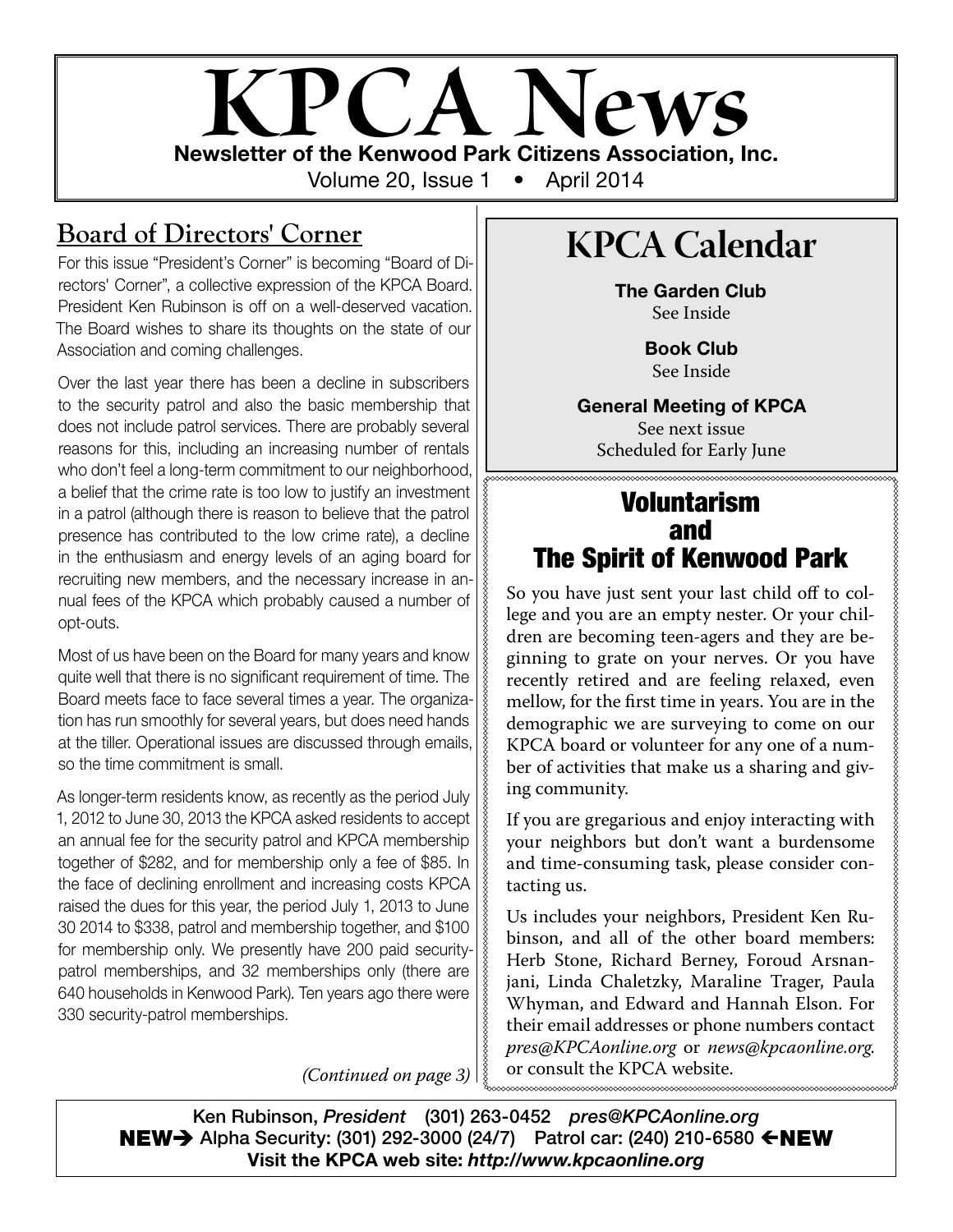# KPCA News

**Newsletter of the Kenwood Park Citizens Association, Inc.**

Volume 20, Issue 1 • April 2014

## Board of Directors' Corner

For this issue "President's Corner" is becoming "Board of Directors' Corner", a collective expression of the KPCA Board. President Ken Rubinson is off on a well-deserved vacation. The Board wishes to share its thoughts on the state of our Association and coming challenges.

Over the last year there has been a decline in subscribers to the security patrol and also the basic membership that does not include patrol services. There are probably several reasons for this, including an increasing number of rentals who don't feel a long-term commitment to our neighborhood, a belief that the crime rate is too low to justify an investment in a patrol (although there is reason to believe that the patrol presence has contributed to the low crime rate), a decline in the enthusiasm and energy levels of an aging board for recruiting new members, and the necessary increase in annual fees of the KPCA which probably caused a number of opt-outs.

Most of us have been on the Board for many years and know quite well that there is no significant requirement of time. The Board meets face to face several times a year. The organization has run smoothly for several years, but does need hands at the tiller. Operational issues are discussed through emails, so the time commitment is small.

As longer-term residents know, as recently as the period July 1, 2012 to June 30, 2013 the KPCA asked residents to accept an annual fee for the security patrol and KPCA membership together of $282, and for membership only a fee of $85. In the face of declining enrollment and increasing costs KPCA raised the dues for this year, the period July 1, 2013 to June 30 2014 to $338, patrol and membership together, and $100 for membership only. We presently have 200 paid security-patrol memberships, and 32 memberships only (there are 640 households in Kenwood Park). Ten years ago there were 330 security-patrol memberships.

*(Continued on page 3)*

## KPCA Calendar

**The Garden Club**
See Inside

**Book Club**
See Inside

**General Meeting of KPCA**
See next issue
Scheduled for Early June

## Voluntarism and The Spirit of Kenwood Park

So you have just sent your last child off to college and you are an empty nester. Or your children are becoming teen-agers and they are beginning to grate on your nerves. Or you have recently retired and are feeling relaxed, even mellow, for the first time in years. You are in the demographic we are surveying to come on our KPCA board or volunteer for any one of a number of activities that make us a sharing and giving community.

If you are gregarious and enjoy interacting with your neighbors but don't want a burdensome and time-consuming task, please consider contacting us.

Us includes your neighbors, President Ken Rubinson, and all of the other board members: Herb Stone, Richard Berney, Foroud Arsnanjani, Linda Chaletzky, Maraline Trager, Paula Whyman, and Edward and Hannah Elson. For their email addresses or phone numbers contact *pres@KPCAonline.org* or *news@kpcaonline.org*. or consult the KPCA website.

---

**Ken Rubinson, *President* (301) 263-0452 *pres@KPCAonline.org***

**NEW→ Alpha Security: (301) 292-3000 (24/7) Patrol car: (240) 210-6580 ←NEW**

**Visit the KPCA web site: *http://www.kpcaonline.org***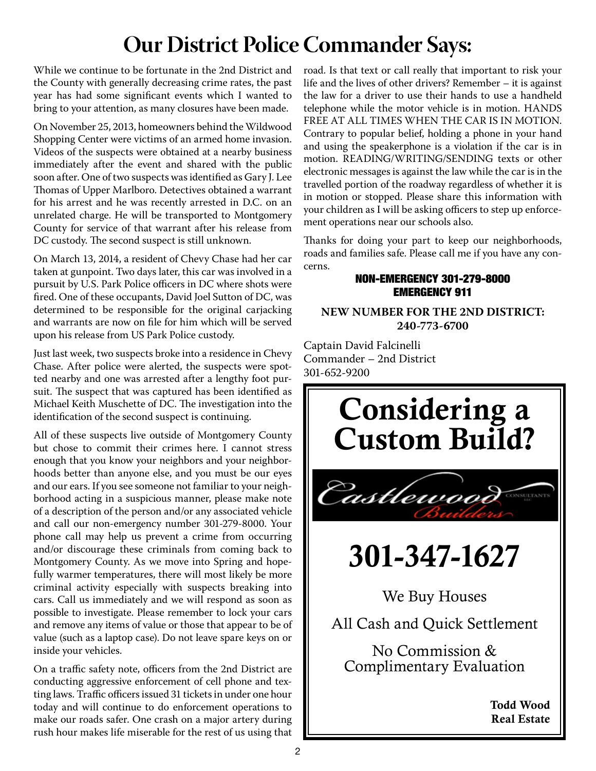# Our District Police Commander Says:

While we continue to be fortunate in the 2nd District and the County with generally decreasing crime rates, the past year has had some significant events which I wanted to bring to your attention, as many closures have been made.

On November 25, 2013, homeowners behind the Wildwood Shopping Center were victims of an armed home invasion. Videos of the suspects were obtained at a nearby business immediately after the event and shared with the public soon after. One of two suspects was identified as Gary J. Lee Thomas of Upper Marlboro. Detectives obtained a warrant for his arrest and he was recently arrested in D.C. on an unrelated charge. He will be transported to Montgomery County for service of that warrant after his release from DC custody. The second suspect is still unknown.

On March 13, 2014, a resident of Chevy Chase had her car taken at gunpoint. Two days later, this car was involved in a pursuit by U.S. Park Police officers in DC where shots were fired. One of these occupants, David Joel Sutton of DC, was determined to be responsible for the original carjacking and warrants are now on file for him which will be served upon his release from US Park Police custody.

Just last week, two suspects broke into a residence in Chevy Chase. After police were alerted, the suspects were spotted nearby and one was arrested after a lengthy foot pursuit. The suspect that was captured has been identified as Michael Keith Muschette of DC. The investigation into the identification of the second suspect is continuing.

All of these suspects live outside of Montgomery County but chose to commit their crimes here. I cannot stress enough that you know your neighbors and your neighborhoods better than anyone else, and you must be our eyes and our ears. If you see someone not familiar to your neighborhood acting in a suspicious manner, please make note of a description of the person and/or any associated vehicle and call our non-emergency number 301-279-8000. Your phone call may help us prevent a crime from occurring and/or discourage these criminals from coming back to Montgomery County. As we move into Spring and hopefully warmer temperatures, there will most likely be more criminal activity especially with suspects breaking into cars. Call us immediately and we will respond as soon as possible to investigate. Please remember to lock your cars and remove any items of value or those that appear to be of value (such as a laptop case). Do not leave spare keys on or inside your vehicles.

On a traffic safety note, officers from the 2nd District are conducting aggressive enforcement of cell phone and texting laws. Traffic officers issued 31 tickets in under one hour today and will continue to do enforcement operations to make our roads safer. One crash on a major artery during rush hour makes life miserable for the rest of us using that road. Is that text or call really that important to risk your life and the lives of other drivers? Remember – it is against the law for a driver to use their hands to use a handheld telephone while the motor vehicle is in motion. HANDS FREE AT ALL TIMES WHEN THE CAR IS IN MOTION. Contrary to popular belief, holding a phone in your hand and using the speakerphone is a violation if the car is in motion. READING/WRITING/SENDING texts or other electronic messages is against the law while the car is in the travelled portion of the roadway regardless of whether it is in motion or stopped. Please share this information with your children as I will be asking officers to step up enforcement operations near our schools also.

Thanks for doing your part to keep our neighborhoods, roads and families safe. Please call me if you have any concerns.

**NON-EMERGENCY 301-279-8000**
**EMERGENCY 911**

**NEW NUMBER FOR THE 2ND DISTRICT: 240-773-6700**

Captain David Falcinelli
Commander – 2nd District
301-652-9200

---

# Considering a Custom Build?

Castlewood Builders
CONSULTANTS LLC

# 301-347-1627

We Buy Houses

All Cash and Quick Settlement

No Commission & Complimentary Evaluation

**Todd Wood**
**Real Estate**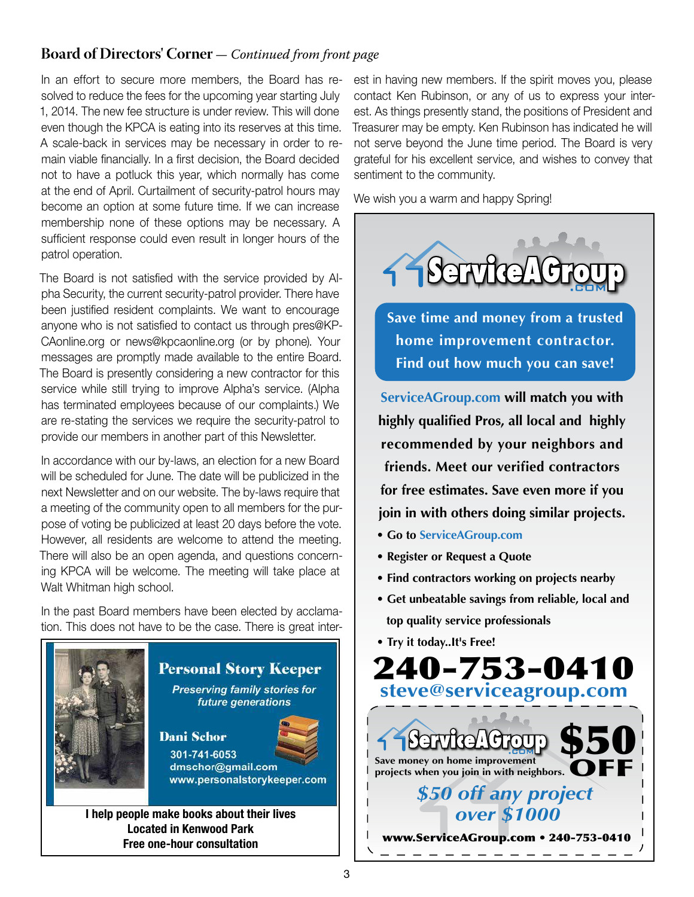## Board of Directors' Corner — *Continued from front page*

In an effort to secure more members, the Board has resolved to reduce the fees for the upcoming year starting July 1, 2014. The new fee structure is under review. This will done even though the KPCA is eating into its reserves at this time. A scale-back in services may be necessary in order to remain viable financially. In a first decision, the Board decided not to have a potluck this year, which normally has come at the end of April. Curtailment of security-patrol hours may become an option at some future time. If we can increase membership none of these options may be necessary. A sufficient response could even result in longer hours of the patrol operation.

The Board is not satisfied with the service provided by Alpha Security, the current security-patrol provider. There have been justified resident complaints. We want to encourage anyone who is not satisfied to contact us through pres@KPCAonline.org or news@kpcaonline.org (or by phone). Your messages are promptly made available to the entire Board. The Board is presently considering a new contractor for this service while still trying to improve Alpha's service. (Alpha has terminated employees because of our complaints.) We are re-stating the services we require the security-patrol to provide our members in another part of this Newsletter.

In accordance with our by-laws, an election for a new Board will be scheduled for June. The date will be publicized in the next Newsletter and on our website. The by-laws require that a meeting of the community open to all members for the purpose of voting be publicized at least 20 days before the vote. However, all residents are welcome to attend the meeting. There will also be an open agenda, and questions concerning KPCA will be welcome. The meeting will take place at Walt Whitman high school.

In the past Board members have been elected by acclamation. This does not have to be the case. There is great interest in having new members. If the spirit moves you, please contact Ken Rubinson, or any of us to express your interest. As things presently stand, the positions of President and Treasurer may be empty. Ken Rubinson has indicated he will not serve beyond the June time period. The Board is very grateful for his excellent service, and wishes to convey that sentiment to the community.

We wish you a warm and happy Spring!

---

**Personal Story Keeper**

*Preserving family stories for future generations*

**Dani Schor**
301-741-6053
dmschor@gmail.com
www.personalstorykeeper.com

**I help people make books about their lives**
**Located in Kenwood Park**
**Free one-hour consultation**

---

**ServiceAGroup.com**

**Save time and money from a trusted home improvement contractor. Find out how much you can save!**

**ServiceAGroup.com will match you with highly qualified Pros, all local and highly recommended by your neighbors and friends. Meet our verified contractors for free estimates. Save even more if you join in with others doing similar projects.**

- **Go to ServiceAGroup.com**
- **Register or Request a Quote**
- **Find contractors working on projects nearby**
- **Get unbeatable savings from reliable, local and top quality service professionals**
- **Try it today..It's Free!**

**240-753-0410**
**steve@serviceagroup.com**

**ServiceAGroup.com** **$50 OFF**
Save money on home improvement projects when you join in with neighbors.

***$50 off any project over $1000***

**www.ServiceAGroup.com • 240-753-0410**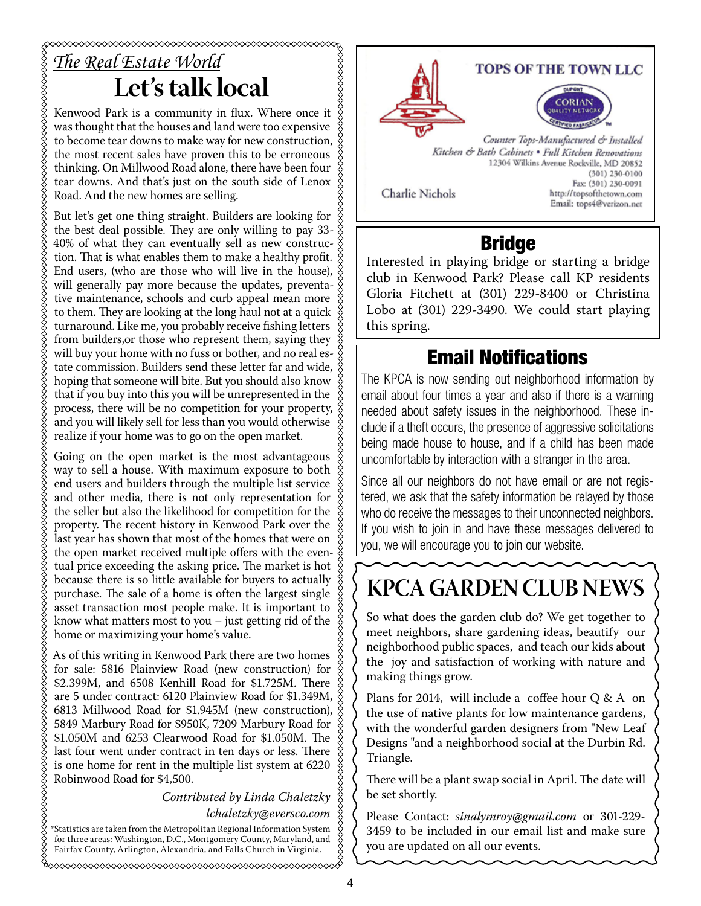*The Real Estate World*

# Let's talk local

Kenwood Park is a community in flux. Where once it was thought that the houses and land were too expensive to become tear downs to make way for new construction, the most recent sales have proven this to be erroneous thinking. On Millwood Road alone, there have been four tear downs. And that's just on the south side of Lenox Road. And the new homes are selling.

But let's get one thing straight. Builders are looking for the best deal possible. They are only willing to pay 33-40% of what they can eventually sell as new construction. That is what enables them to make a healthy profit. End users, (who are those who will live in the house), will generally pay more because the updates, preventative maintenance, schools and curb appeal mean more to them. They are looking at the long haul not at a quick turnaround. Like me, you probably receive fishing letters from builders,or those who represent them, saying they will buy your home with no fuss or bother, and no real estate commission. Builders send these letter far and wide, hoping that someone will bite. But you should also know that if you buy into this you will be unrepresented in the process, there will be no competition for your property, and you will likely sell for less than you would otherwise realize if your home was to go on the open market.

Going on the open market is the most advantageous way to sell a house. With maximum exposure to both end users and builders through the multiple list service and other media, there is not only representation for the seller but also the likelihood for competition for the property. The recent history in Kenwood Park over the last year has shown that most of the homes that were on the open market received multiple offers with the eventual price exceeding the asking price. The market is hot because there is so little available for buyers to actually purchase. The sale of a home is often the largest single asset transaction most people make. It is important to know what matters most to you – just getting rid of the home or maximizing your home's value.

As of this writing in Kenwood Park there are two homes for sale: 5816 Plainview Road (new construction) for $2.399M, and 6508 Kenhill Road for $1.725M. There are 5 under contract: 6120 Plainview Road for $1.349M, 6813 Millwood Road for $1.945M (new construction), 5849 Marbury Road for $950K, 7209 Marbury Road for $1.050M and 6253 Clearwood Road for $1.050M. The last four went under contract in ten days or less. There is one home for rent in the multiple list system at 6220 Robinwood Road for $4,500.

*Contributed by Linda Chaletzky*
*lchaletzky@eversco.com*

*Statistics are taken from the Metropolitan Regional Information System for three areas: Washington, D.C., Montgomery County, Maryland, and Fairfax County, Arlington, Alexandria, and Falls Church in Virginia.

---

**TOPS OF THE TOWN LLC**

DUPONT CORIAN QUALITY NETWORK CERTIFIED FABRICATOR

*Counter Tops-Manufactured & Installed*
*Kitchen & Bath Cabinets • Full Kitchen Renovations*
12304 Wilkins Avenue Rockville, MD 20852
(301) 230-0100
Fax: (301) 230-0091
http://topsofthetown.com
Email: tops4@verizon.net

Charlie Nichols

---

## Bridge

Interested in playing bridge or starting a bridge club in Kenwood Park? Please call KP residents Gloria Fitchett at (301) 229-8400 or Christina Lobo at (301) 229-3490. We could start playing this spring.

## Email Notifications

The KPCA is now sending out neighborhood information by email about four times a year and also if there is a warning needed about safety issues in the neighborhood. These include if a theft occurs, the presence of aggressive solicitations being made house to house, and if a child has been made uncomfortable by interaction with a stranger in the area.

Since all our neighbors do not have email or are not registered, we ask that the safety information be relayed by those who do receive the messages to their unconnected neighbors. If you wish to join in and have these messages delivered to you, we will encourage you to join our website.

## KPCA GARDEN CLUB NEWS

So what does the garden club do? We get together to meet neighbors, share gardening ideas, beautify our neighborhood public spaces, and teach our kids about the joy and satisfaction of working with nature and making things grow.

Plans for 2014, will include a coffee hour Q & A on the use of native plants for low maintenance gardens, with the wonderful garden designers from "New Leaf Designs "and a neighborhood social at the Durbin Rd. Triangle.

There will be a plant swap social in April. The date will be set shortly.

Please Contact: *sinalymroy@gmail.com* or 301-229-3459 to be included in our email list and make sure you are updated on all our events.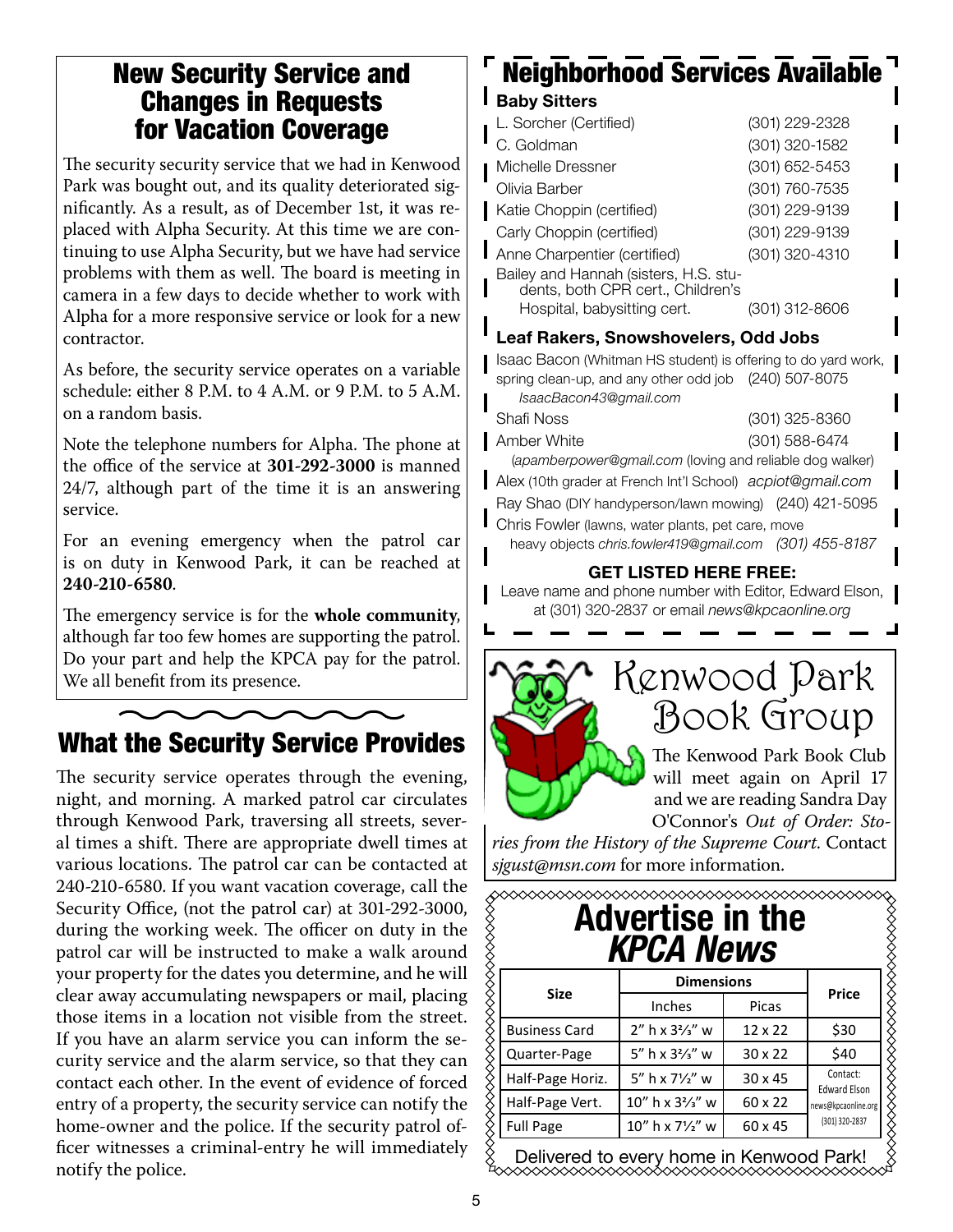## New Security Service and Changes in Requests for Vacation Coverage

The security security service that we had in Kenwood Park was bought out, and its quality deteriorated significantly. As a result, as of December 1st, it was replaced with Alpha Security. At this time we are continuing to use Alpha Security, but we have had service problems with them as well. The board is meeting in camera in a few days to decide whether to work with Alpha for a more responsive service or look for a new contractor.

As before, the security service operates on a variable schedule: either 8 P.M. to 4 A.M. or 9 P.M. to 5 A.M. on a random basis.

Note the telephone numbers for Alpha. The phone at the office of the service at **301-292-3000** is manned 24/7, although part of the time it is an answering service.

For an evening emergency when the patrol car is on duty in Kenwood Park, it can be reached at **240-210-6580**.

The emergency service is for the **whole community**, although far too few homes are supporting the patrol. Do your part and help the KPCA pay for the patrol. We all benefit from its presence.

## What the Security Service Provides

The security service operates through the evening, night, and morning. A marked patrol car circulates through Kenwood Park, traversing all streets, several times a shift. There are appropriate dwell times at various locations. The patrol car can be contacted at 240-210-6580. If you want vacation coverage, call the Security Office, (not the patrol car) at 301-292-3000, during the working week. The officer on duty in the patrol car will be instructed to make a walk around your property for the dates you determine, and he will clear away accumulating newspapers or mail, placing those items in a location not visible from the street. If you have an alarm service you can inform the security service and the alarm service, so that they can contact each other. In the event of evidence of forced entry of a property, the security service can notify the home-owner and the police. If the security patrol officer witnesses a criminal-entry he will immediately notify the police.

## Neighborhood Services Available

**Baby Sitters**

L. Sorcher (Certified) (301) 229-2328
C. Goldman (301) 320-1582
Michelle Dressner (301) 652-5453
Olivia Barber (301) 760-7535
Katie Choppin (certified) (301) 229-9139
Carly Choppin (certified) (301) 229-9139
Anne Charpentier (certified) (301) 320-4310
Bailey and Hannah (sisters, H.S. students, both CPR cert., Children's Hospital, babysitting cert. (301) 312-8606

**Leaf Rakers, Snowshovelers, Odd Jobs**

Isaac Bacon (Whitman HS student) is offering to do yard work, spring clean-up, and any other odd job (240) 507-8075 *IsaacBacon43@gmail.com*
Shafi Noss (301) 325-8360
Amber White (301) 588-6474 (*apamberpower@gmail.com* (loving and reliable dog walker)
Alex (10th grader at French Int'l School) *acpiot@gmail.com*
Ray Shao (DIY handyperson/lawn mowing) (240) 421-5095
Chris Fowler (lawns, water plants, pet care, move heavy objects *chris.fowler419@gmail.com (301) 455-8187*

**GET LISTED HERE FREE:**

Leave name and phone number with Editor, Edward Elson, at (301) 320-2837 or email *news@kpcaonline.org*

## Kenwood Park Book Group

The Kenwood Park Book Club will meet again on April 17 and we are reading Sandra Day O'Connor's *Out of Order: Stories from the History of the Supreme Court.* Contact *sjgust@msn.com* for more information.

## Advertise in the *KPCA News*

| Size | Dimensions | | Price |
|---|---|---|---|
| | Inches | Picas | |
| Business Card | 2" h x 3⅔" w | 12 x 22 | $30 |
| Quarter-Page | 5" h x 3⅔" w | 30 x 22 | $40 |
| Half-Page Horiz. | 5" h x 7½" w | 30 x 45 | Contact: Edward Elson news@kpcaonline.org (301) 320-2837 |
| Half-Page Vert. | 10" h x 3⅔" w | 60 x 22 | |
| Full Page | 10" h x 7½" w | 60 x 45 | |

Delivered to every home in Kenwood Park!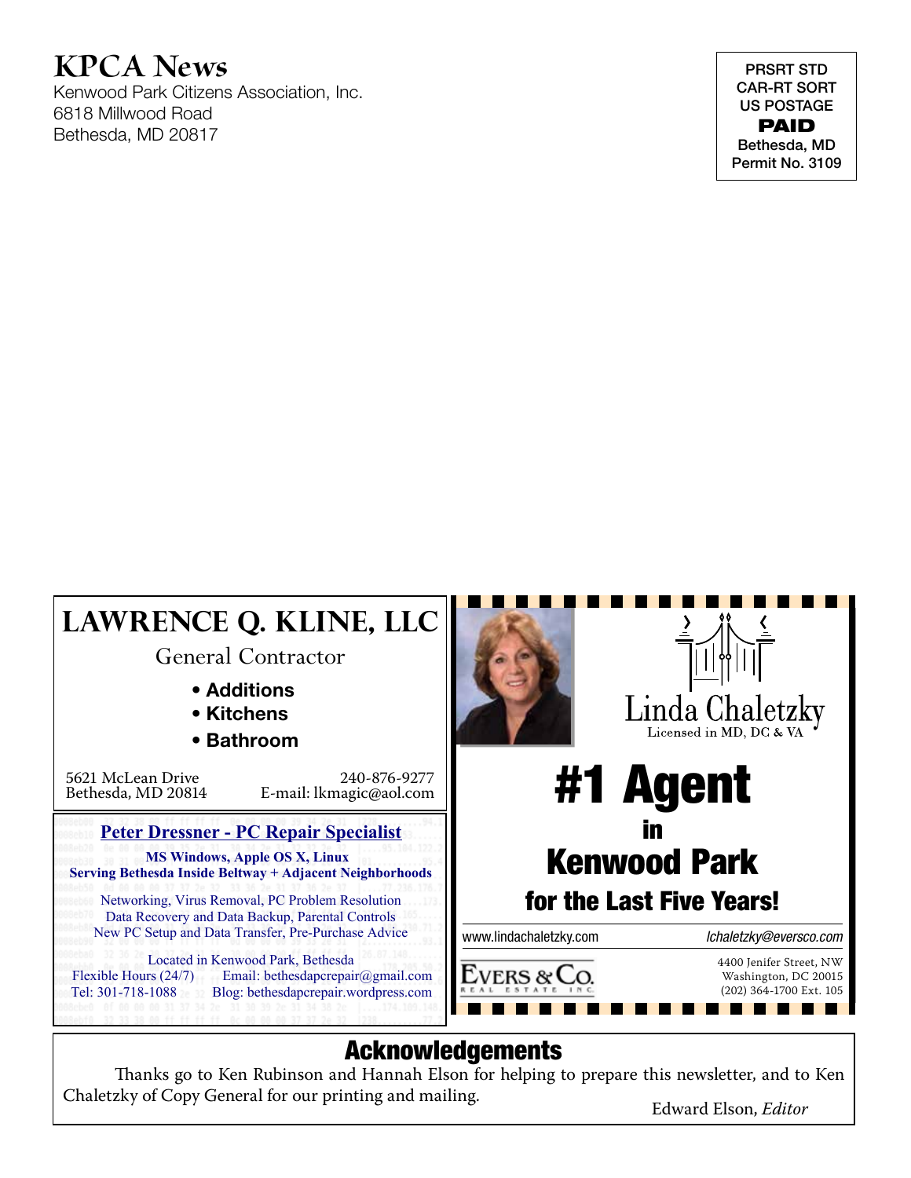**KPCA News**
Kenwood Park Citizens Association, Inc.
6818 Millwood Road
Bethesda, MD 20817

PRSRT STD
CAR-RT SORT
US POSTAGE
**PAID**
Bethesda, MD
Permit No. 3109

## LAWRENCE Q. KLINE, LLC

General Contractor

- **Additions**
- **Kitchens**
- **Bathroom**

5621 McLean Drive
Bethesda, MD 20814

240-876-9277
E-mail: lkmagic@aol.com

**Peter Dressner - PC Repair Specialist**

**MS Windows, Apple OS X, Linux**
**Serving Bethesda Inside Beltway + Adjacent Neighborhoods**

Networking, Virus Removal, PC Problem Resolution
Data Recovery and Data Backup, Parental Controls
New PC Setup and Data Transfer, Pre-Purchase Advice

Located in Kenwood Park, Bethesda
Flexible Hours (24/7) Email: bethesdapcrepair@gmail.com
Tel: 301-718-1088 Blog: bethesdapcrepair.wordpress.com

Linda Chaletzky
Licensed in MD, DC & VA

# #1 Agent in Kenwood Park for the Last Five Years!

www.lindachaletzky.com lchaletzky@eversco.com

EVERS & CO. REAL ESTATE INC.

4400 Jenifer Street, NW
Washington, DC 20015
(202) 364-1700 Ext. 105

## Acknowledgements

Thanks go to Ken Rubinson and Hannah Elson for helping to prepare this newsletter, and to Ken Chaletzky of Copy General for our printing and mailing.

Edward Elson, *Editor*